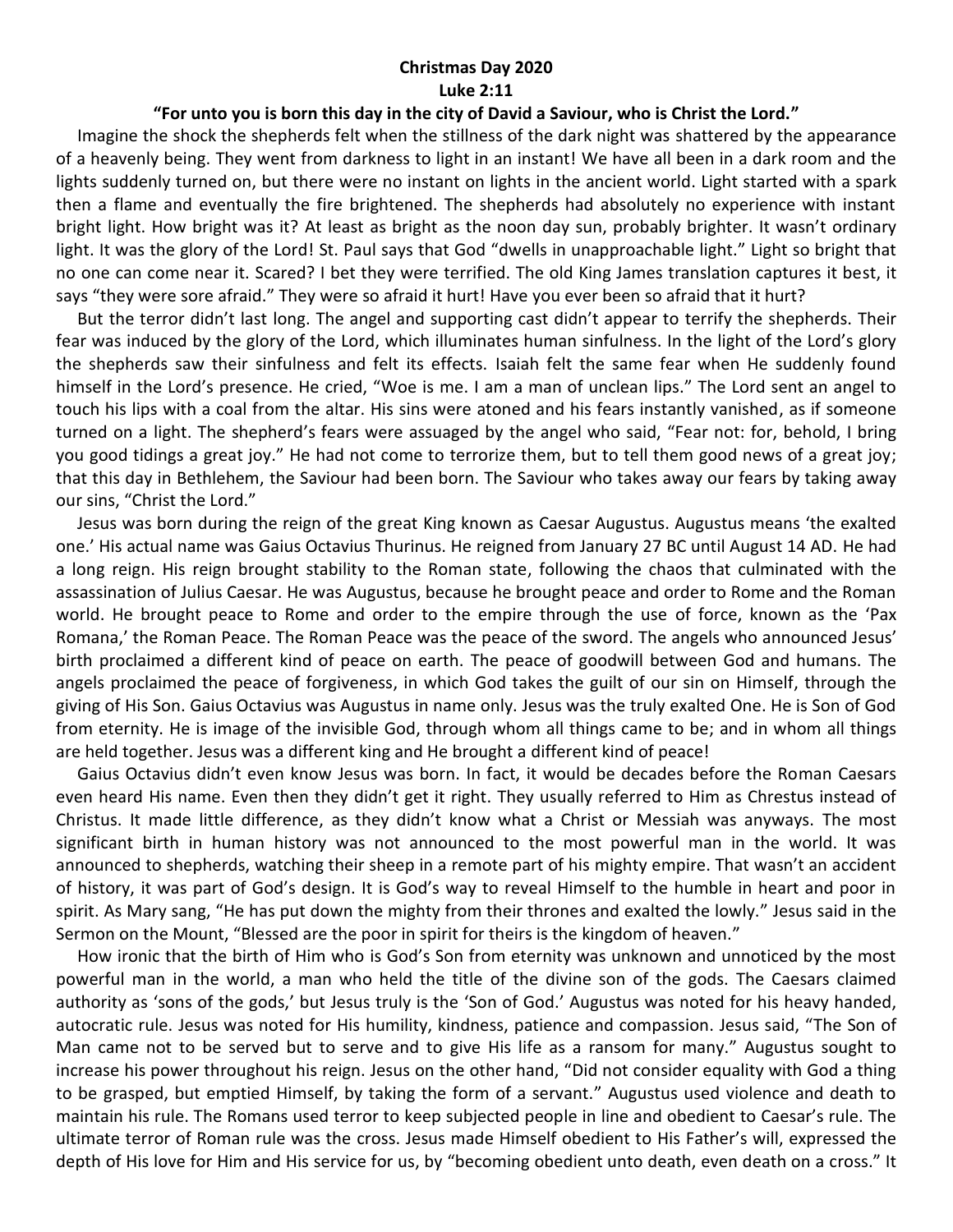**Christmas Day 2020**

**Luke 2:11**

**"For unto you is born this day in the city of David a Saviour, who is Christ the Lord."**

Imagine the shock the shepherds felt when the stillness of the dark night was shattered by the appearance of a heavenly being. They went from darkness to light in an instant! We have all been in a dark room and the lights suddenly turned on, but there were no instant on lights in the ancient world. Light started with a spark then a flame and eventually the fire brightened. The shepherds had absolutely no experience with instant bright light. How bright was it? At least as bright as the noon day sun, probably brighter. It wasn't ordinary light. It was the glory of the Lord! St. Paul says that God "dwells in unapproachable light." Light so bright that no one can come near it. Scared? I bet they were terrified. The old King James translation captures it best, it says "they were sore afraid." They were so afraid it hurt! Have you ever been so afraid that it hurt?

But the terror didn't last long. The angel and supporting cast didn't appear to terrify the shepherds. Their fear was induced by the glory of the Lord, which illuminates human sinfulness. In the light of the Lord's glory the shepherds saw their sinfulness and felt its effects. Isaiah felt the same fear when He suddenly found himself in the Lord's presence. He cried, "Woe is me. I am a man of unclean lips." The Lord sent an angel to touch his lips with a coal from the altar. His sins were atoned and his fears instantly vanished, as if someone turned on a light. The shepherd's fears were assuaged by the angel who said, "Fear not: for, behold, I bring you good tidings a great joy." He had not come to terrorize them, but to tell them good news of a great joy; that this day in Bethlehem, the Saviour had been born. The Saviour who takes away our fears by taking away our sins, "Christ the Lord."

Jesus was born during the reign of the great King known as Caesar Augustus. Augustus means 'the exalted one.' His actual name was Gaius Octavius Thurinus. He reigned from January 27 BC until August 14 AD. He had a long reign. His reign brought stability to the Roman state, following the chaos that culminated with the assassination of Julius Caesar. He was Augustus, because he brought peace and order to Rome and the Roman world. He brought peace to Rome and order to the empire through the use of force, known as the 'Pax Romana,' the Roman Peace. The Roman Peace was the peace of the sword. The angels who announced Jesus' birth proclaimed a different kind of peace on earth. The peace of goodwill between God and humans. The angels proclaimed the peace of forgiveness, in which God takes the guilt of our sin on Himself, through the giving of His Son. Gaius Octavius was Augustus in name only. Jesus was the truly exalted One. He is Son of God from eternity. He is image of the invisible God, through whom all things came to be; and in whom all things are held together. Jesus was a different king and He brought a different kind of peace!

Gaius Octavius didn't even know Jesus was born. In fact, it would be decades before the Roman Caesars even heard His name. Even then they didn't get it right. They usually referred to Him as Chrestus instead of Christus. It made little difference, as they didn't know what a Christ or Messiah was anyways. The most significant birth in human history was not announced to the most powerful man in the world. It was announced to shepherds, watching their sheep in a remote part of his mighty empire. That wasn't an accident of history, it was part of God's design. It is God's way to reveal Himself to the humble in heart and poor in spirit. As Mary sang, "He has put down the mighty from their thrones and exalted the lowly." Jesus said in the Sermon on the Mount, "Blessed are the poor in spirit for theirs is the kingdom of heaven."

How ironic that the birth of Him who is God's Son from eternity was unknown and unnoticed by the most powerful man in the world, a man who held the title of the divine son of the gods. The Caesars claimed authority as 'sons of the gods,' but Jesus truly is the 'Son of God.' Augustus was noted for his heavy handed, autocratic rule. Jesus was noted for His humility, kindness, patience and compassion. Jesus said, "The Son of Man came not to be served but to serve and to give His life as a ransom for many." Augustus sought to increase his power throughout his reign. Jesus on the other hand, "Did not consider equality with God a thing to be grasped, but emptied Himself, by taking the form of a servant." Augustus used violence and death to maintain his rule. The Romans used terror to keep subjected people in line and obedient to Caesar's rule. The ultimate terror of Roman rule was the cross. Jesus made Himself obedient to His Father's will, expressed the depth of His love for Him and His service for us, by "becoming obedient unto death, even death on a cross." It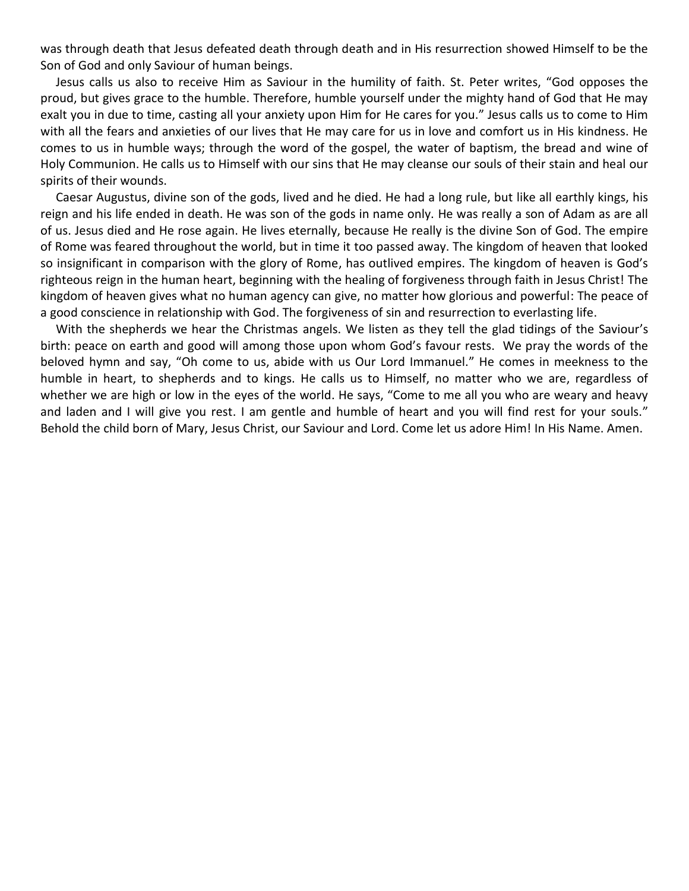was through death that Jesus defeated death through death and in His resurrection showed Himself to be the Son of God and only Saviour of human beings.

Jesus calls us also to receive Him as Saviour in the humility of faith. St. Peter writes, "God opposes the proud, but gives grace to the humble. Therefore, humble yourself under the mighty hand of God that He may exalt you in due to time, casting all your anxiety upon Him for He cares for you." Jesus calls us to come to Him with all the fears and anxieties of our lives that He may care for us in love and comfort us in His kindness. He comes to us in humble ways; through the word of the gospel, the water of baptism, the bread and wine of Holy Communion. He calls us to Himself with our sins that He may cleanse our souls of their stain and heal our spirits of their wounds.

Caesar Augustus, divine son of the gods, lived and he died. He had a long rule, but like all earthly kings, his reign and his life ended in death. He was son of the gods in name only. He was really a son of Adam as are all of us. Jesus died and He rose again. He lives eternally, because He really is the divine Son of God. The empire of Rome was feared throughout the world, but in time it too passed away. The kingdom of heaven that looked so insignificant in comparison with the glory of Rome, has outlived empires. The kingdom of heaven is God's righteous reign in the human heart, beginning with the healing of forgiveness through faith in Jesus Christ! The kingdom of heaven gives what no human agency can give, no matter how glorious and powerful: The peace of a good conscience in relationship with God. The forgiveness of sin and resurrection to everlasting life.

With the shepherds we hear the Christmas angels. We listen as they tell the glad tidings of the Saviour's birth: peace on earth and good will among those upon whom God's favour rests. We pray the words of the beloved hymn and say, "Oh come to us, abide with us Our Lord Immanuel." He comes in meekness to the humble in heart, to shepherds and to kings. He calls us to Himself, no matter who we are, regardless of whether we are high or low in the eyes of the world. He says, "Come to me all you who are weary and heavy and laden and I will give you rest. I am gentle and humble of heart and you will find rest for your souls." Behold the child born of Mary, Jesus Christ, our Saviour and Lord. Come let us adore Him! In His Name. Amen.